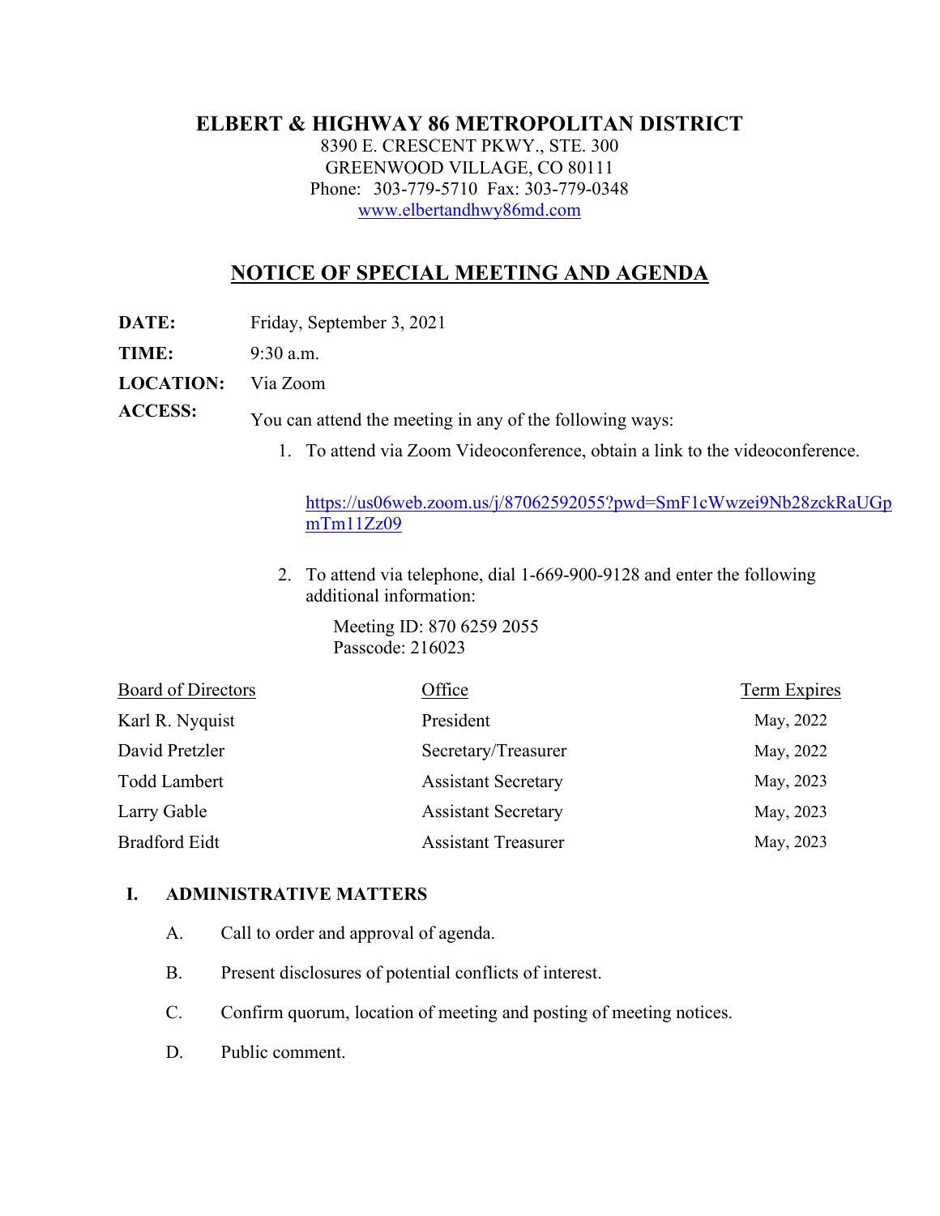# ELBERT & HIGHWAY 86 METROPOLITAN DISTRICT

8390 E. CRESCENT PKWY., STE. 300
GREENWOOD VILLAGE, CO 80111
Phone: 303-779-5710 Fax: 303-779-0348
www.elbertandhwy86md.com

## NOTICE OF SPECIAL MEETING AND AGENDA

**DATE:** Friday, September 3, 2021

**TIME:** 9:30 a.m.

**LOCATION:** Via Zoom

**ACCESS:** You can attend the meeting in any of the following ways:

1. To attend via Zoom Videoconference, obtain a link to the videoconference.

   https://us06web.zoom.us/j/87062592055?pwd=SmF1cWwzei9Nb28zckRaUGpmTm11Zz09

2. To attend via telephone, dial 1-669-900-9128 and enter the following additional information:

   Meeting ID: 870 6259 2055
   Passcode: 216023

| Board of Directors | Office | Term Expires |
|---|---|---|
| Karl R. Nyquist | President | May, 2022 |
| David Pretzler | Secretary/Treasurer | May, 2022 |
| Todd Lambert | Assistant Secretary | May, 2023 |
| Larry Gable | Assistant Secretary | May, 2023 |
| Bradford Eidt | Assistant Treasurer | May, 2023 |

**I. ADMINISTRATIVE MATTERS**

A. Call to order and approval of agenda.

B. Present disclosures of potential conflicts of interest.

C. Confirm quorum, location of meeting and posting of meeting notices.

D. Public comment.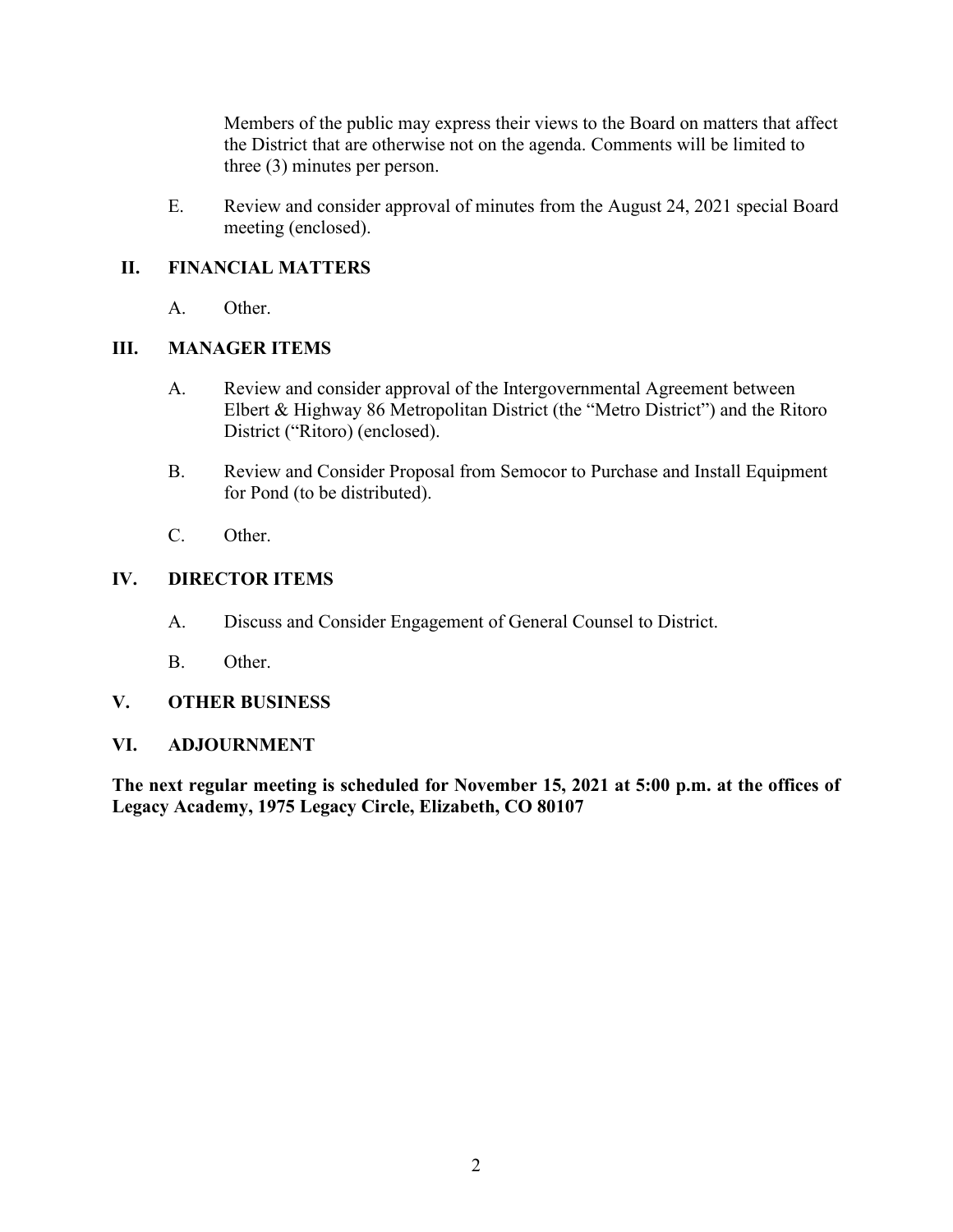Members of the public may express their views to the Board on matters that affect the District that are otherwise not on the agenda. Comments will be limited to three (3) minutes per person.

E. Review and consider approval of minutes from the August 24, 2021 special Board meeting (enclosed).

## II. FINANCIAL MATTERS

A. Other.

## III. MANAGER ITEMS

A. Review and consider approval of the Intergovernmental Agreement between Elbert & Highway 86 Metropolitan District (the "Metro District") and the Ritoro District ("Ritoro) (enclosed).

B. Review and Consider Proposal from Semocor to Purchase and Install Equipment for Pond (to be distributed).

C. Other.

## IV. DIRECTOR ITEMS

A. Discuss and Consider Engagement of General Counsel to District.

B. Other.

## V. OTHER BUSINESS

## VI. ADJOURNMENT

**The next regular meeting is scheduled for November 15, 2021 at 5:00 p.m. at the offices of Legacy Academy, 1975 Legacy Circle, Elizabeth, CO 80107**